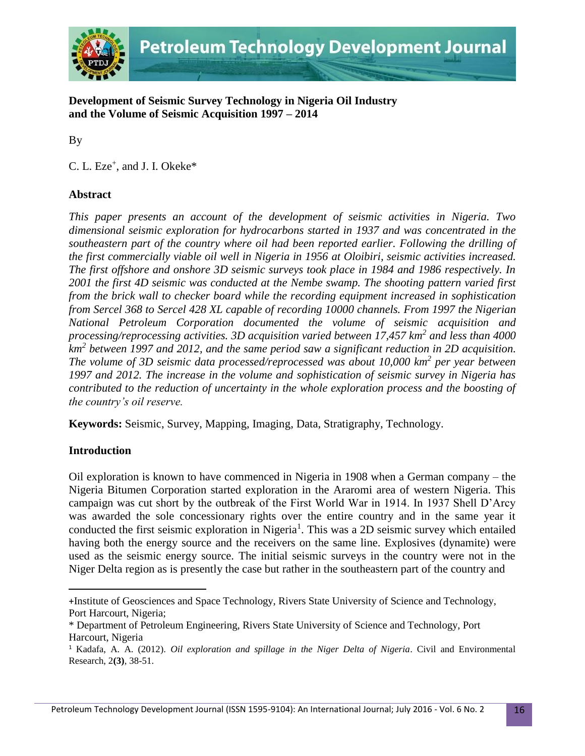# Development of Seismic Survey Technology in Nigeria Oil Industry and the Volume of Seismic Acquisition 1997 – 2014

By

C. L. Eze[+], and J. I. Okeke[*]

## Abstract

*This paper presents an account of the development of seismic activities in Nigeria. Two dimensional seismic exploration for hydrocarbons started in 1937 and was concentrated in the southeastern part of the country where oil had been reported earlier. Following the drilling of the first commercially viable oil well in Nigeria in 1956 at Oloibiri, seismic activities increased. The first offshore and onshore 3D seismic surveys took place in 1984 and 1986 respectively. In 2001 the first 4D seismic was conducted at the Nembe swamp. The shooting pattern varied first from the brick wall to checker board while the recording equipment increased in sophistication from Sercel 368 to Sercel 428 XL capable of recording 10000 channels. From 1997 the Nigerian National Petroleum Corporation documented the volume of seismic acquisition and processing/reprocessing activities. 3D acquisition varied between 17,457 km$^2$ and less than 4000 km$^2$ between 1997 and 2012, and the same period saw a significant reduction in 2D acquisition. The volume of 3D seismic data processed/reprocessed was about 10,000 km$^2$ per year between 1997 and 2012. The increase in the volume and sophistication of seismic survey in Nigeria has contributed to the reduction of uncertainty in the whole exploration process and the boosting of the country's oil reserve.*

**Keywords:** Seismic, Survey, Mapping, Imaging, Data, Stratigraphy, Technology.

## Introduction

Oil exploration is known to have commenced in Nigeria in 1908 when a German company – the Nigeria Bitumen Corporation started exploration in the Araromi area of western Nigeria. This campaign was cut short by the outbreak of the First World War in 1914. In 1937 Shell D'Arcy was awarded the sole concessionary rights over the entire country and in the same year it conducted the first seismic exploration in Nigeria[1]. This was a 2D seismic survey which entailed having both the energy source and the receivers on the same line. Explosives (dynamite) were used as the seismic energy source. The initial seismic surveys in the country were not in the Niger Delta region as is presently the case but rather in the southeastern part of the country and

---

+Institute of Geosciences and Space Technology, Rivers State University of Science and Technology, Port Harcourt, Nigeria;

* Department of Petroleum Engineering, Rivers State University of Science and Technology, Port Harcourt, Nigeria

[1] Kadafa, A. A. (2012). *Oil exploration and spillage in the Niger Delta of Nigeria*. Civil and Environmental Research, 2**(3)**, 38-51.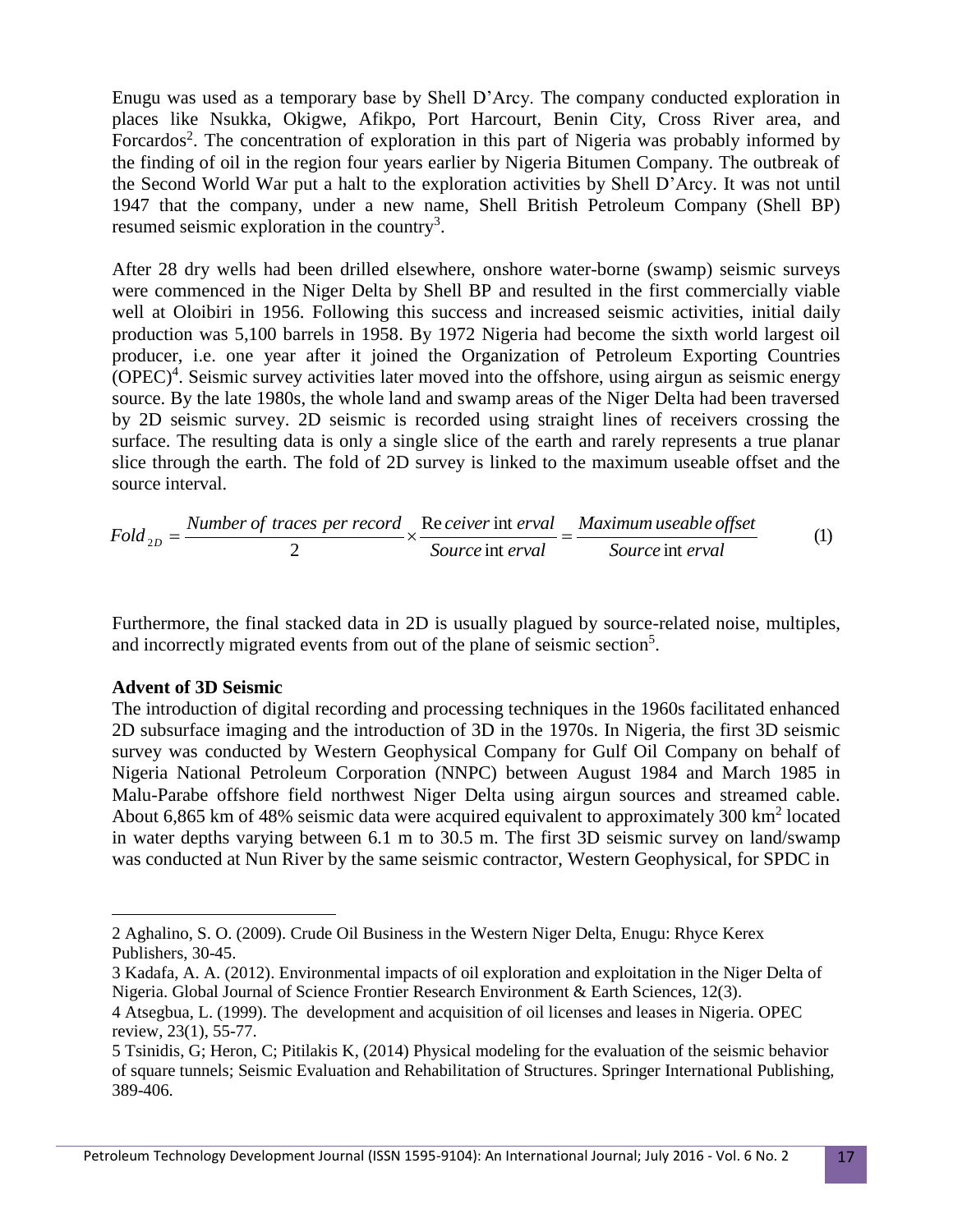Enugu was used as a temporary base by Shell D'Arcy. The company conducted exploration in places like Nsukka, Okigwe, Afikpo, Port Harcourt, Benin City, Cross River area, and Forcardos[2]. The concentration of exploration in this part of Nigeria was probably informed by the finding of oil in the region four years earlier by Nigeria Bitumen Company. The outbreak of the Second World War put a halt to the exploration activities by Shell D'Arcy. It was not until 1947 that the company, under a new name, Shell British Petroleum Company (Shell BP) resumed seismic exploration in the country[3].

After 28 dry wells had been drilled elsewhere, onshore water-borne (swamp) seismic surveys were commenced in the Niger Delta by Shell BP and resulted in the first commercially viable well at Oloibiri in 1956. Following this success and increased seismic activities, initial daily production was 5,100 barrels in 1958. By 1972 Nigeria had become the sixth world largest oil producer, i.e. one year after it joined the Organization of Petroleum Exporting Countries (OPEC)[4]. Seismic survey activities later moved into the offshore, using airgun as seismic energy source. By the late 1980s, the whole land and swamp areas of the Niger Delta had been traversed by 2D seismic survey. 2D seismic is recorded using straight lines of receivers crossing the surface. The resulting data is only a single slice of the earth and rarely represents a true planar slice through the earth. The fold of 2D survey is linked to the maximum useable offset and the source interval.

$$Fold_{2D} = \frac{Number\ of\ traces\ per\ record}{2} \times \frac{Receiver\ interval}{Source\ interval} = \frac{Maximum\ useable\ offset}{Source\ interval} \qquad (1)$$

Furthermore, the final stacked data in 2D is usually plagued by source-related noise, multiples, and incorrectly migrated events from out of the plane of seismic section[5].

### Advent of 3D Seismic

The introduction of digital recording and processing techniques in the 1960s facilitated enhanced 2D subsurface imaging and the introduction of 3D in the 1970s. In Nigeria, the first 3D seismic survey was conducted by Western Geophysical Company for Gulf Oil Company on behalf of Nigeria National Petroleum Corporation (NNPC) between August 1984 and March 1985 in Malu-Parabe offshore field northwest Niger Delta using airgun sources and streamed cable. About 6,865 km of 48% seismic data were acquired equivalent to approximately 300 km$^2$ located in water depths varying between 6.1 m to 30.5 m. The first 3D seismic survey on land/swamp was conducted at Nun River by the same seismic contractor, Western Geophysical, for SPDC in

---

2 Aghalino, S. O. (2009). Crude Oil Business in the Western Niger Delta, Enugu: Rhyce Kerex Publishers, 30-45.

3 Kadafa, A. A. (2012). Environmental impacts of oil exploration and exploitation in the Niger Delta of Nigeria. Global Journal of Science Frontier Research Environment & Earth Sciences, 12(3).

4 Atsegbua, L. (1999). The development and acquisition of oil licenses and leases in Nigeria. OPEC review, 23(1), 55-77.

5 Tsinidis, G; Heron, C; Pitilakis K, (2014) Physical modeling for the evaluation of the seismic behavior of square tunnels; Seismic Evaluation and Rehabilitation of Structures. Springer International Publishing, 389-406.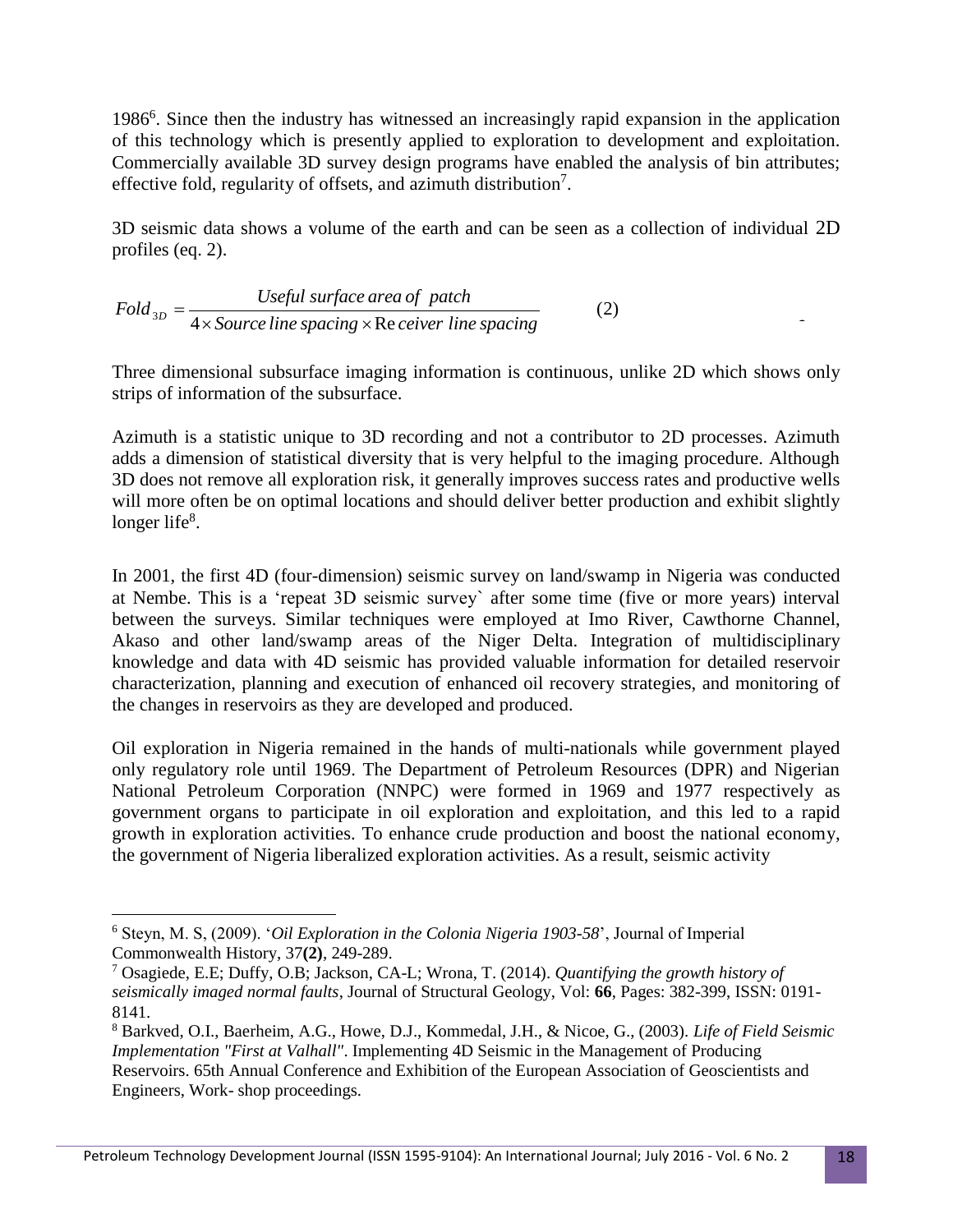1986[6]. Since then the industry has witnessed an increasingly rapid expansion in the application of this technology which is presently applied to exploration to development and exploitation. Commercially available 3D survey design programs have enabled the analysis of bin attributes; effective fold, regularity of offsets, and azimuth distribution[7].

3D seismic data shows a volume of the earth and can be seen as a collection of individual 2D profiles (eq. 2).

$$Fold_{3D} = \frac{Useful\ surface\ area\ of\ \ patch}{4 \times Source\ line\ spacing \times \mathrm{Re}\,ceiver\ \ line\ spacing} \qquad (2)$$

Three dimensional subsurface imaging information is continuous, unlike 2D which shows only strips of information of the subsurface.

Azimuth is a statistic unique to 3D recording and not a contributor to 2D processes. Azimuth adds a dimension of statistical diversity that is very helpful to the imaging procedure. Although 3D does not remove all exploration risk, it generally improves success rates and productive wells will more often be on optimal locations and should deliver better production and exhibit slightly longer life[8].

In 2001, the first 4D (four-dimension) seismic survey on land/swamp in Nigeria was conducted at Nembe. This is a 'repeat 3D seismic survey` after some time (five or more years) interval between the surveys. Similar techniques were employed at Imo River, Cawthorne Channel, Akaso and other land/swamp areas of the Niger Delta. Integration of multidisciplinary knowledge and data with 4D seismic has provided valuable information for detailed reservoir characterization, planning and execution of enhanced oil recovery strategies, and monitoring of the changes in reservoirs as they are developed and produced.

Oil exploration in Nigeria remained in the hands of multi-nationals while government played only regulatory role until 1969. The Department of Petroleum Resources (DPR) and Nigerian National Petroleum Corporation (NNPC) were formed in 1969 and 1977 respectively as government organs to participate in oil exploration and exploitation, and this led to a rapid growth in exploration activities. To enhance crude production and boost the national economy, the government of Nigeria liberalized exploration activities. As a result, seismic activity

---

[6] Steyn, M. S, (2009). '*Oil Exploration in the Colonia Nigeria 1903-58*', Journal of Imperial Commonwealth History, 37**(2)**, 249-289.

[7] Osagiede, E.E; Duffy, O.B; Jackson, CA-L; Wrona, T. (2014). *Quantifying the growth history of seismically imaged normal faults*, Journal of Structural Geology, Vol: **66**, Pages: 382-399, ISSN: 0191-8141.

[8] Barkved, O.I., Baerheim, A.G., Howe, D.J., Kommedal, J.H., & Nicoe, G., (2003). *Life of Field Seismic Implementation "First at Valhall"*. Implementing 4D Seismic in the Management of Producing Reservoirs. 65th Annual Conference and Exhibition of the European Association of Geoscientists and Engineers, Work- shop proceedings.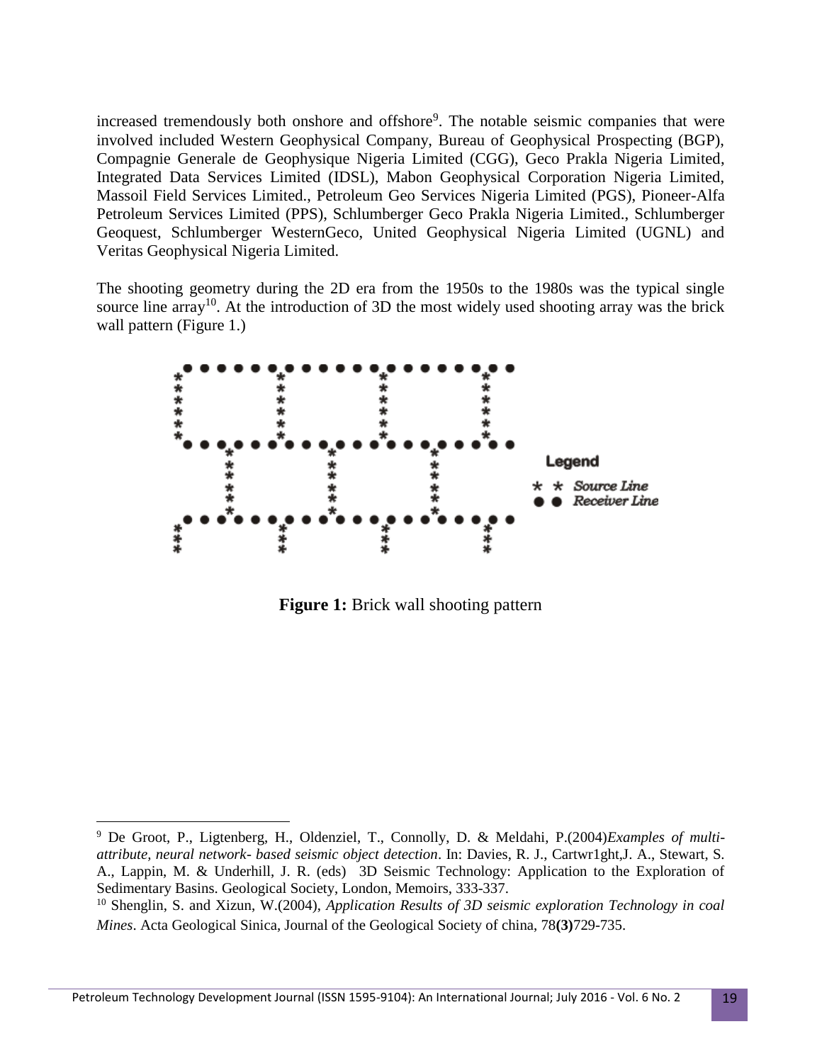increased tremendously both onshore and offshore[9]. The notable seismic companies that were involved included Western Geophysical Company, Bureau of Geophysical Prospecting (BGP), Compagnie Generale de Geophysique Nigeria Limited (CGG), Geco Prakla Nigeria Limited, Integrated Data Services Limited (IDSL), Mabon Geophysical Corporation Nigeria Limited, Massoil Field Services Limited., Petroleum Geo Services Nigeria Limited (PGS), Pioneer-Alfa Petroleum Services Limited (PPS), Schlumberger Geco Prakla Nigeria Limited., Schlumberger Geoquest, Schlumberger WesternGeco, United Geophysical Nigeria Limited (UGNL) and Veritas Geophysical Nigeria Limited.

The shooting geometry during the 2D era from the 1950s to the 1980s was the typical single source line array[10]. At the introduction of 3D the most widely used shooting array was the brick wall pattern (Figure 1.)

**Figure 1:** Brick wall shooting pattern

---

[9] De Groot, P., Ligtenberg, H., Oldenziel, T., Connolly, D. & Meldahi, P.(2004)*Examples of multi-attribute, neural network- based seismic object detection*. In: Davies, R. J., Cartwr1ght,J. A., Stewart, S. A., Lappin, M. & Underhill, J. R. (eds) 3D Seismic Technology: Application to the Exploration of Sedimentary Basins. Geological Society, London, Memoirs, 333-337.

[10] Shenglin, S. and Xizun, W.(2004), *Application Results of 3D seismic exploration Technology in coal Mines*. Acta Geological Sinica, Journal of the Geological Society of china, 78**(3)**729-735.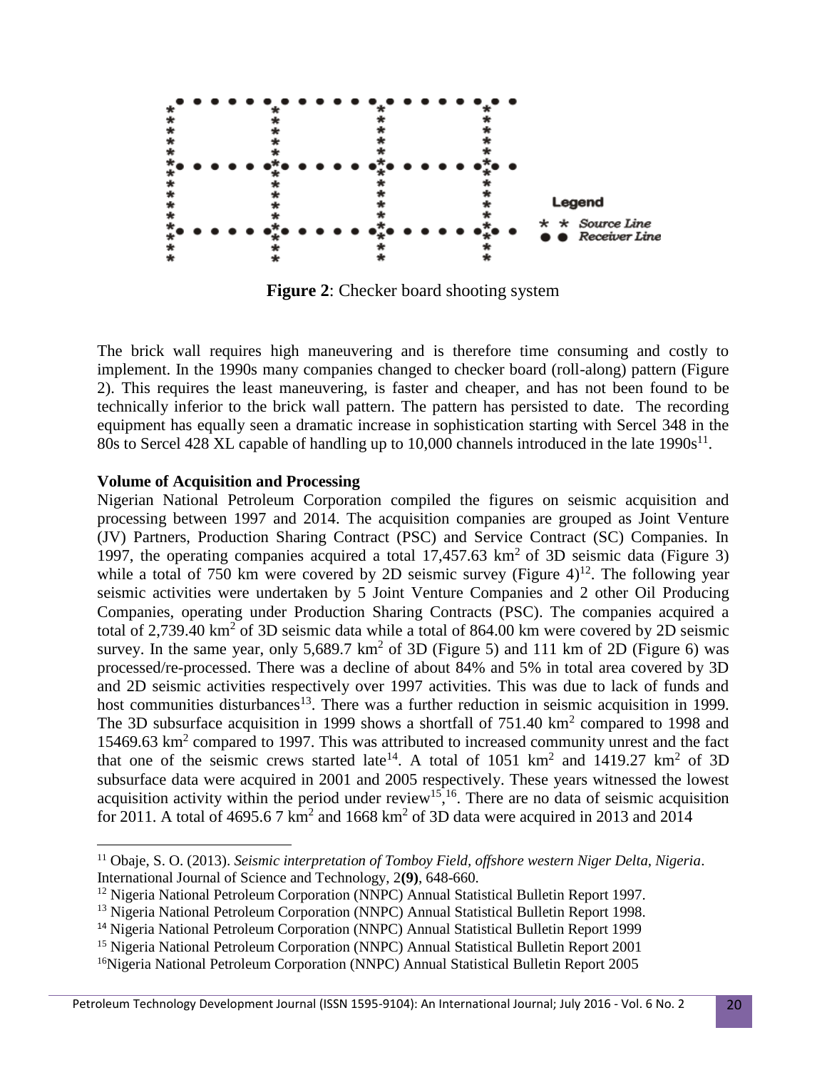**Figure 2**: Checker board shooting system

The brick wall requires high maneuvering and is therefore time consuming and costly to implement. In the 1990s many companies changed to checker board (roll-along) pattern (Figure 2). This requires the least maneuvering, is faster and cheaper, and has not been found to be technically inferior to the brick wall pattern. The pattern has persisted to date. The recording equipment has equally seen a dramatic increase in sophistication starting with Sercel 348 in the 80s to Sercel 428 XL capable of handling up to 10,000 channels introduced in the late 1990s[11].

**Volume of Acquisition and Processing**

Nigerian National Petroleum Corporation compiled the figures on seismic acquisition and processing between 1997 and 2014. The acquisition companies are grouped as Joint Venture (JV) Partners, Production Sharing Contract (PSC) and Service Contract (SC) Companies. In 1997, the operating companies acquired a total 17,457.63 $km^2$ of 3D seismic data (Figure 3) while a total of 750 km were covered by 2D seismic survey (Figure 4)[12]. The following year seismic activities were undertaken by 5 Joint Venture Companies and 2 other Oil Producing Companies, operating under Production Sharing Contracts (PSC). The companies acquired a total of 2,739.40 $km^2$ of 3D seismic data while a total of 864.00 km were covered by 2D seismic survey. In the same year, only 5,689.7 $km^2$ of 3D (Figure 5) and 111 km of 2D (Figure 6) was processed/re-processed. There was a decline of about 84% and 5% in total area covered by 3D and 2D seismic activities respectively over 1997 activities. This was due to lack of funds and host communities disturbances[13]. There was a further reduction in seismic acquisition in 1999. The 3D subsurface acquisition in 1999 shows a shortfall of 751.40 $km^2$ compared to 1998 and 15469.63 $km^2$ compared to 1997. This was attributed to increased community unrest and the fact that one of the seismic crews started late[14]. A total of 1051 $km^2$ and 1419.27 $km^2$ of 3D subsurface data were acquired in 2001 and 2005 respectively. These years witnessed the lowest acquisition activity within the period under review[15,16]. There are no data of seismic acquisition for 2011. A total of 4695.6 7 $km^2$ and 1668 $km^2$ of 3D data were acquired in 2013 and 2014

---

[11] Obaje, S. O. (2013). *Seismic interpretation of Tomboy Field, offshore western Niger Delta, Nigeria*. International Journal of Science and Technology, 2**(9)**, 648-660.

[12] Nigeria National Petroleum Corporation (NNPC) Annual Statistical Bulletin Report 1997.

[13] Nigeria National Petroleum Corporation (NNPC) Annual Statistical Bulletin Report 1998.

[14] Nigeria National Petroleum Corporation (NNPC) Annual Statistical Bulletin Report 1999

[15] Nigeria National Petroleum Corporation (NNPC) Annual Statistical Bulletin Report 2001

[16] Nigeria National Petroleum Corporation (NNPC) Annual Statistical Bulletin Report 2005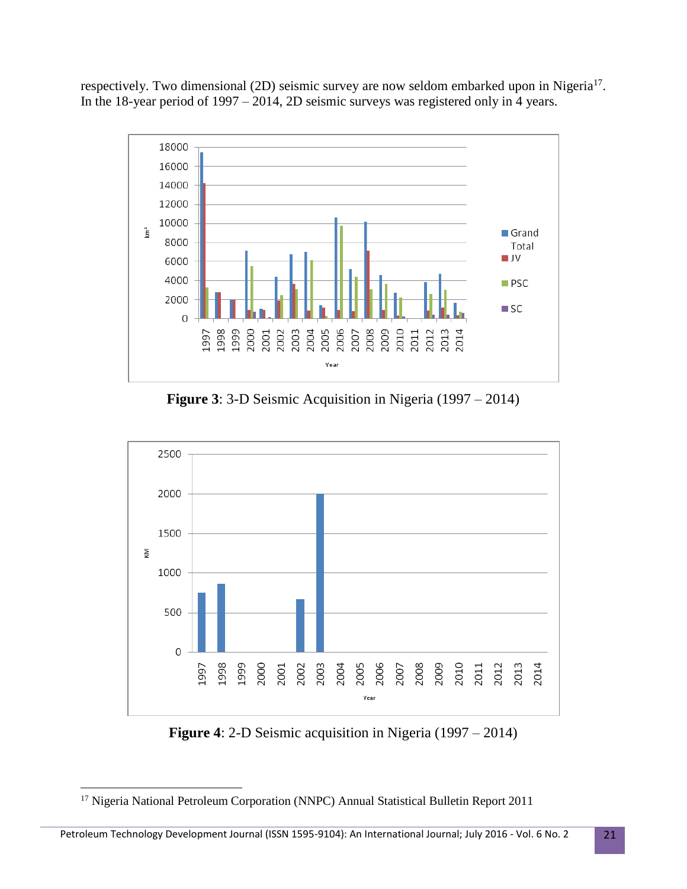respectively. Two dimensional (2D) seismic survey are now seldom embarked upon in Nigeria[17]. In the 18-year period of 1997 – 2014, 2D seismic surveys was registered only in 4 years.

**Figure 3**: 3-D Seismic Acquisition in Nigeria (1997 – 2014)

**Figure 4**: 2-D Seismic acquisition in Nigeria (1997 – 2014)

[17] Nigeria National Petroleum Corporation (NNPC) Annual Statistical Bulletin Report 2011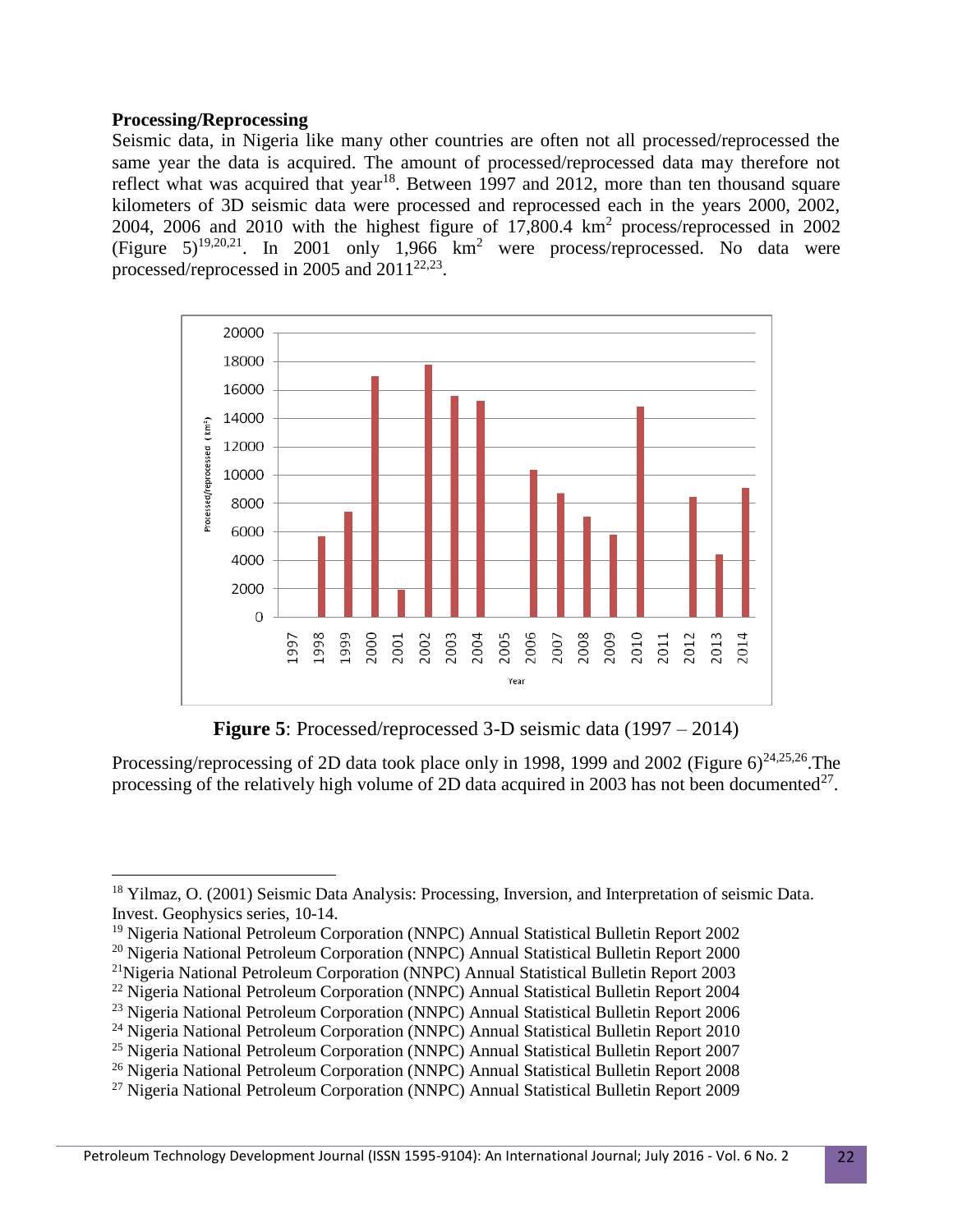### Processing/Reprocessing

Seismic data, in Nigeria like many other countries are often not all processed/reprocessed the same year the data is acquired. The amount of processed/reprocessed data may therefore not reflect what was acquired that year[18]. Between 1997 and 2012, more than ten thousand square kilometers of 3D seismic data were processed and reprocessed each in the years 2000, 2002, 2004, 2006 and 2010 with the highest figure of 17,800.4 $km^2$ process/reprocessed in 2002 (Figure 5)[19,20,21]. In 2001 only 1,966 $km^2$ were process/reprocessed. No data were processed/reprocessed in 2005 and 2011[22,23].

**Figure 5**: Processed/reprocessed 3-D seismic data (1997 – 2014)

Processing/reprocessing of 2D data took place only in 1998, 1999 and 2002 (Figure 6)[24,25,26].The processing of the relatively high volume of 2D data acquired in 2003 has not been documented[27].

---

[18] Yilmaz, O. (2001) Seismic Data Analysis: Processing, Inversion, and Interpretation of seismic Data. Invest. Geophysics series, 10-14.

[19] Nigeria National Petroleum Corporation (NNPC) Annual Statistical Bulletin Report 2002

[20] Nigeria National Petroleum Corporation (NNPC) Annual Statistical Bulletin Report 2000

[21] Nigeria National Petroleum Corporation (NNPC) Annual Statistical Bulletin Report 2003

[22] Nigeria National Petroleum Corporation (NNPC) Annual Statistical Bulletin Report 2004

[23] Nigeria National Petroleum Corporation (NNPC) Annual Statistical Bulletin Report 2006

[24] Nigeria National Petroleum Corporation (NNPC) Annual Statistical Bulletin Report 2010

[25] Nigeria National Petroleum Corporation (NNPC) Annual Statistical Bulletin Report 2007

[26] Nigeria National Petroleum Corporation (NNPC) Annual Statistical Bulletin Report 2008

[27] Nigeria National Petroleum Corporation (NNPC) Annual Statistical Bulletin Report 2009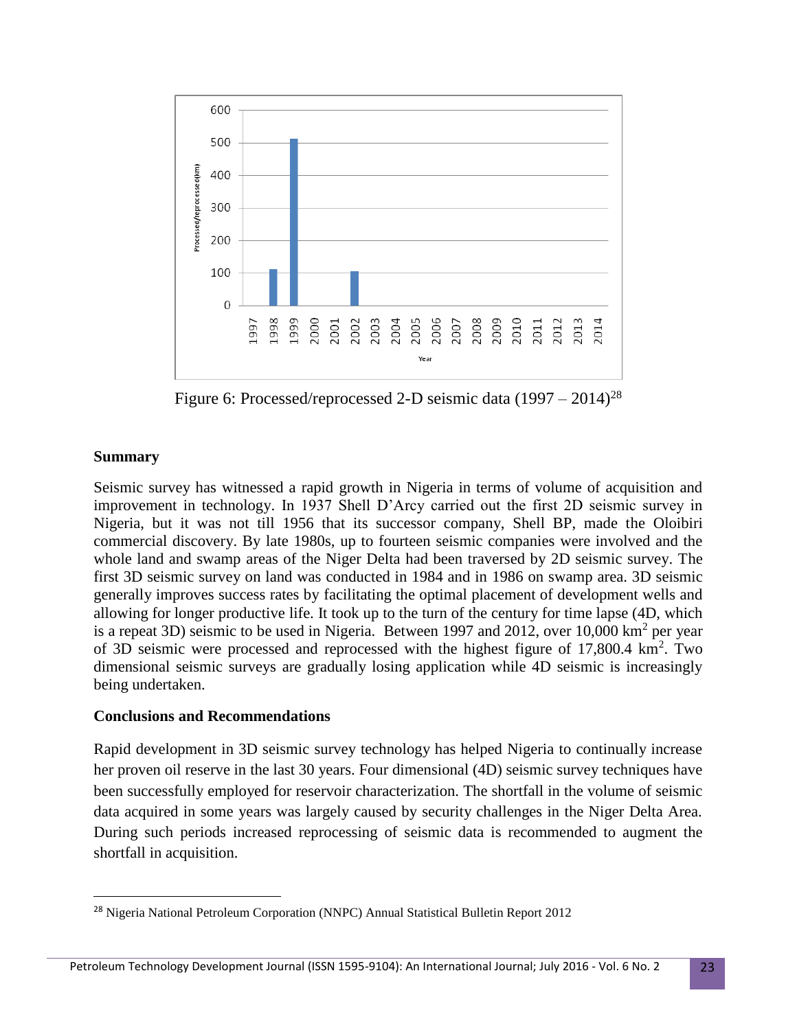600
500
400
300
200
100
0

Processed/reprocessed (km)

1997 1998 1999 2000 2001 2002 2003 2004 2005 2006 2007 2008 2009 2010 2011 2012 2013 2014

Year

Figure 6: Processed/reprocessed 2-D seismic data (1997 – 2014)[28]

## Summary

Seismic survey has witnessed a rapid growth in Nigeria in terms of volume of acquisition and improvement in technology. In 1937 Shell D'Arcy carried out the first 2D seismic survey in Nigeria, but it was not till 1956 that its successor company, Shell BP, made the Oloibiri commercial discovery. By late 1980s, up to fourteen seismic companies were involved and the whole land and swamp areas of the Niger Delta had been traversed by 2D seismic survey. The first 3D seismic survey on land was conducted in 1984 and in 1986 on swamp area. 3D seismic generally improves success rates by facilitating the optimal placement of development wells and allowing for longer productive life. It took up to the turn of the century for time lapse (4D, which is a repeat 3D) seismic to be used in Nigeria. Between 1997 and 2012, over 10,000 $km^2$ per year of 3D seismic were processed and reprocessed with the highest figure of 17,800.4 $km^2$. Two dimensional seismic surveys are gradually losing application while 4D seismic is increasingly being undertaken.

## Conclusions and Recommendations

Rapid development in 3D seismic survey technology has helped Nigeria to continually increase her proven oil reserve in the last 30 years. Four dimensional (4D) seismic survey techniques have been successfully employed for reservoir characterization. The shortfall in the volume of seismic data acquired in some years was largely caused by security challenges in the Niger Delta Area. During such periods increased reprocessing of seismic data is recommended to augment the shortfall in acquisition.

---

[28] Nigeria National Petroleum Corporation (NNPC) Annual Statistical Bulletin Report 2012